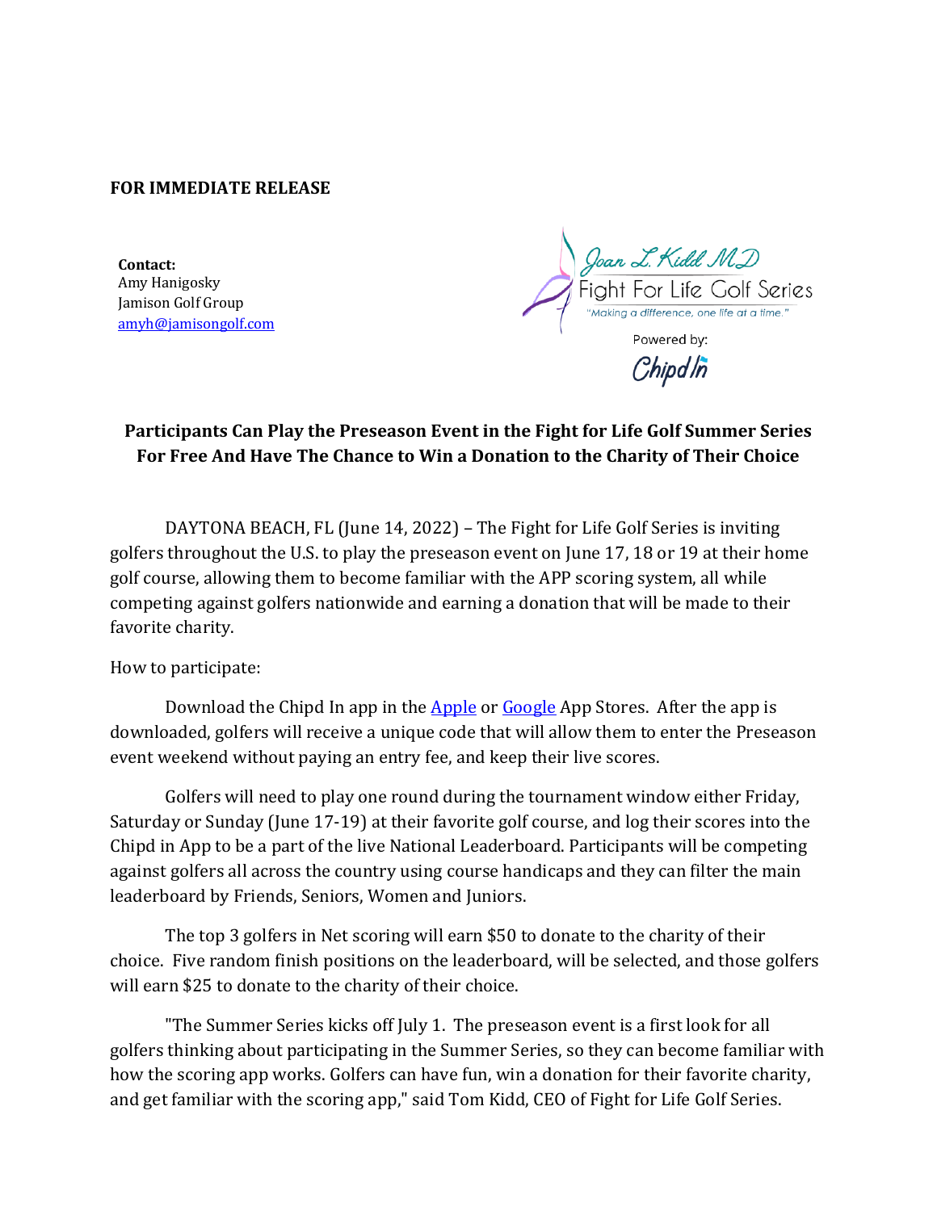**FOR IMMEDIATE RELEASE**

**Contact:**
Amy Hanigosky
Jamison Golf Group
amyh@jamisongolf.com

Joan L. Kidd MD
Fight For Life Golf Series
"Making a difference, one life at a time."
Powered by:
ChipdIn

**Participants Can Play the Preseason Event in the Fight for Life Golf Summer Series For Free And Have The Chance to Win a Donation to the Charity of Their Choice**

DAYTONA BEACH, FL (June 14, 2022) – The Fight for Life Golf Series is inviting golfers throughout the U.S. to play the preseason event on June 17, 18 or 19 at their home golf course, allowing them to become familiar with the APP scoring system, all while competing against golfers nationwide and earning a donation that will be made to their favorite charity.

How to participate:

Download the Chipd In app in the Apple or Google App Stores. After the app is downloaded, golfers will receive a unique code that will allow them to enter the Preseason event weekend without paying an entry fee, and keep their live scores.

Golfers will need to play one round during the tournament window either Friday, Saturday or Sunday (June 17-19) at their favorite golf course, and log their scores into the Chipd in App to be a part of the live National Leaderboard. Participants will be competing against golfers all across the country using course handicaps and they can filter the main leaderboard by Friends, Seniors, Women and Juniors.

The top 3 golfers in Net scoring will earn $50 to donate to the charity of their choice. Five random finish positions on the leaderboard, will be selected, and those golfers will earn $25 to donate to the charity of their choice.

"The Summer Series kicks off July 1. The preseason event is a first look for all golfers thinking about participating in the Summer Series, so they can become familiar with how the scoring app works. Golfers can have fun, win a donation for their favorite charity, and get familiar with the scoring app," said Tom Kidd, CEO of Fight for Life Golf Series.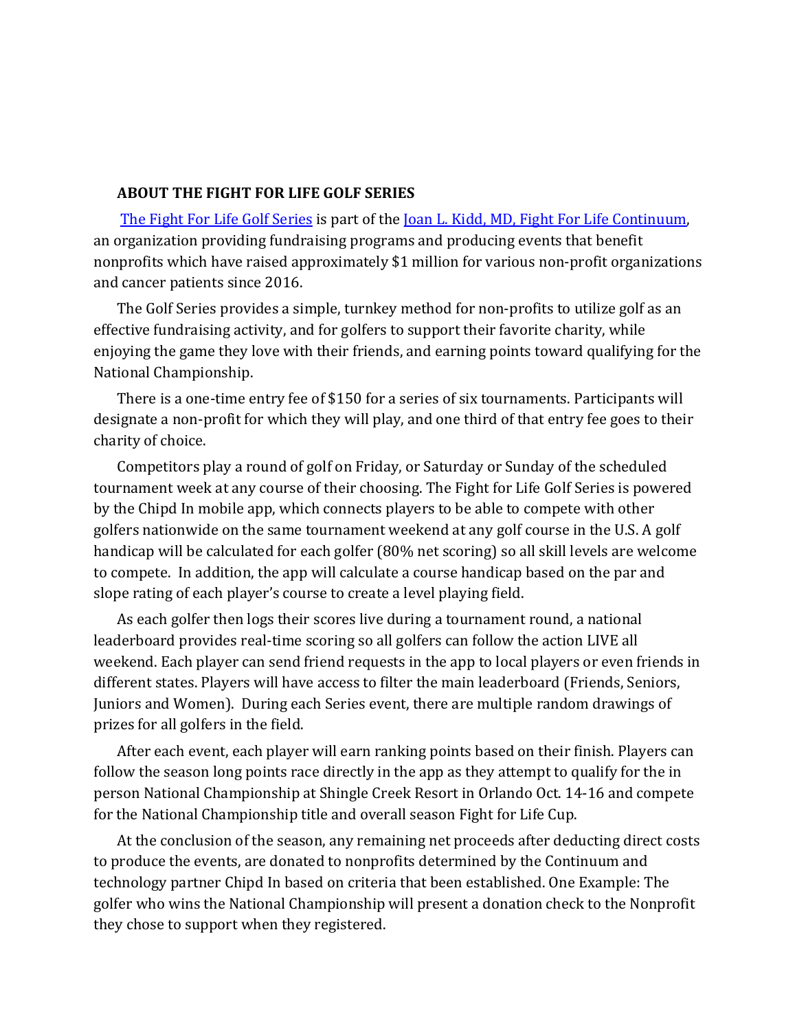**ABOUT THE FIGHT FOR LIFE GOLF SERIES**

The Fight For Life Golf Series is part of the Joan L. Kidd, MD, Fight For Life Continuum, an organization providing fundraising programs and producing events that benefit nonprofits which have raised approximately $1 million for various non-profit organizations and cancer patients since 2016.

The Golf Series provides a simple, turnkey method for non-profits to utilize golf as an effective fundraising activity, and for golfers to support their favorite charity, while enjoying the game they love with their friends, and earning points toward qualifying for the National Championship.

There is a one-time entry fee of $150 for a series of six tournaments. Participants will designate a non-profit for which they will play, and one third of that entry fee goes to their charity of choice.

Competitors play a round of golf on Friday, or Saturday or Sunday of the scheduled tournament week at any course of their choosing. The Fight for Life Golf Series is powered by the Chipd In mobile app, which connects players to be able to compete with other golfers nationwide on the same tournament weekend at any golf course in the U.S. A golf handicap will be calculated for each golfer (80% net scoring) so all skill levels are welcome to compete. In addition, the app will calculate a course handicap based on the par and slope rating of each player's course to create a level playing field.

As each golfer then logs their scores live during a tournament round, a national leaderboard provides real-time scoring so all golfers can follow the action LIVE all weekend. Each player can send friend requests in the app to local players or even friends in different states. Players will have access to filter the main leaderboard (Friends, Seniors, Juniors and Women). During each Series event, there are multiple random drawings of prizes for all golfers in the field.

After each event, each player will earn ranking points based on their finish. Players can follow the season long points race directly in the app as they attempt to qualify for the in person National Championship at Shingle Creek Resort in Orlando Oct. 14-16 and compete for the National Championship title and overall season Fight for Life Cup.

At the conclusion of the season, any remaining net proceeds after deducting direct costs to produce the events, are donated to nonprofits determined by the Continuum and technology partner Chipd In based on criteria that been established. One Example: The golfer who wins the National Championship will present a donation check to the Nonprofit they chose to support when they registered.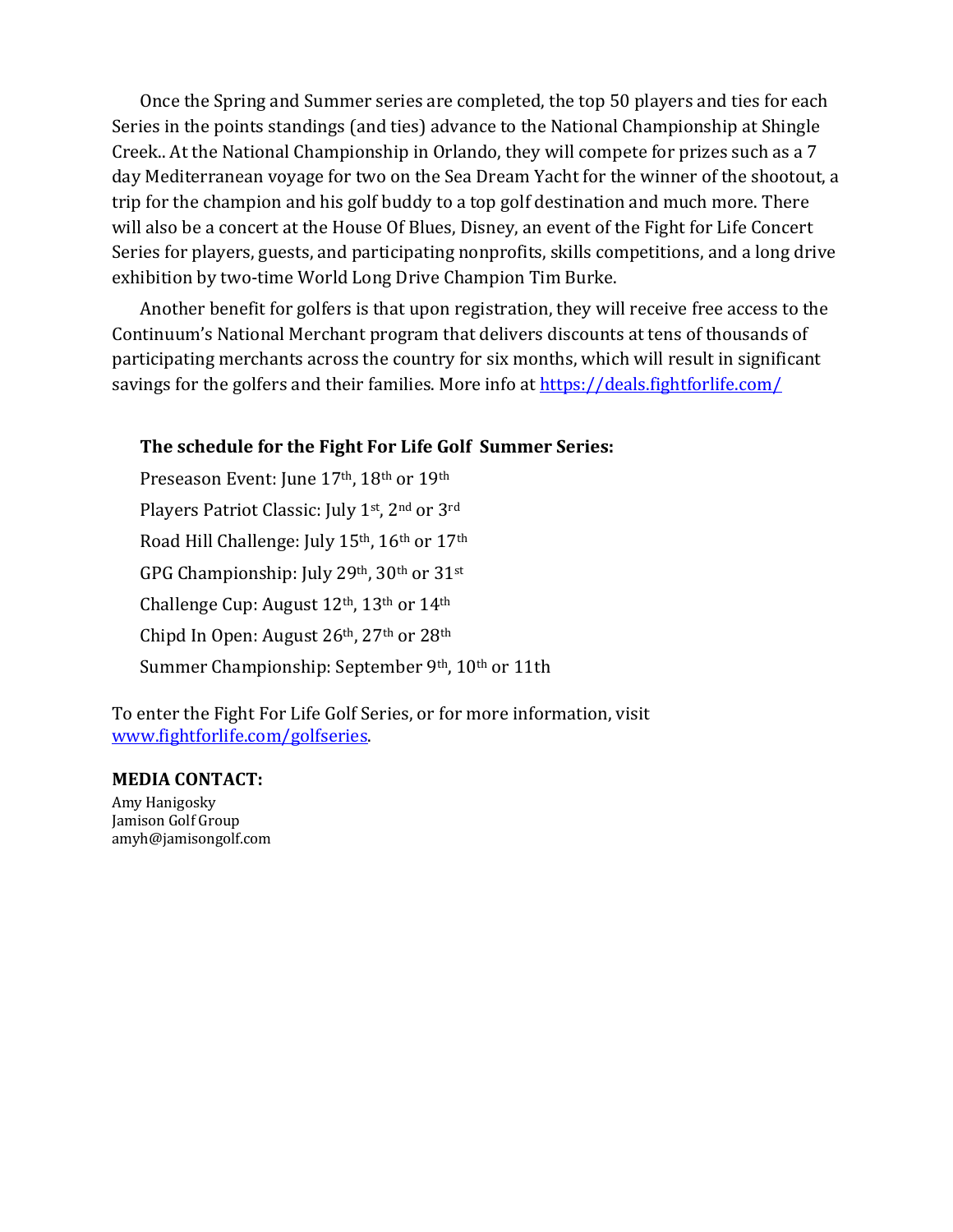Once the Spring and Summer series are completed, the top 50 players and ties for each Series in the points standings (and ties) advance to the National Championship at Shingle Creek.. At the National Championship in Orlando, they will compete for prizes such as a 7 day Mediterranean voyage for two on the Sea Dream Yacht for the winner of the shootout, a trip for the champion and his golf buddy to a top golf destination and much more. There will also be a concert at the House Of Blues, Disney, an event of the Fight for Life Concert Series for players, guests, and participating nonprofits, skills competitions, and a long drive exhibition by two-time World Long Drive Champion Tim Burke.

Another benefit for golfers is that upon registration, they will receive free access to the Continuum's National Merchant program that delivers discounts at tens of thousands of participating merchants across the country for six months, which will result in significant savings for the golfers and their families. More info at https://deals.fightforlife.com/

**The schedule for the Fight For Life Golf Summer Series:**

Preseason Event: June 17th, 18th or 19th

Players Patriot Classic: July 1st, 2nd or 3rd

Road Hill Challenge: July 15th, 16th or 17th

GPG Championship: July 29th, 30th or 31st

Challenge Cup: August 12th, 13th or 14th

Chipd In Open: August 26th, 27th or 28th

Summer Championship: September 9th, 10th or 11th

To enter the Fight For Life Golf Series, or for more information, visit www.fightforlife.com/golfseries.

**MEDIA CONTACT:**

Amy Hanigosky
Jamison Golf Group
amyh@jamisongolf.com